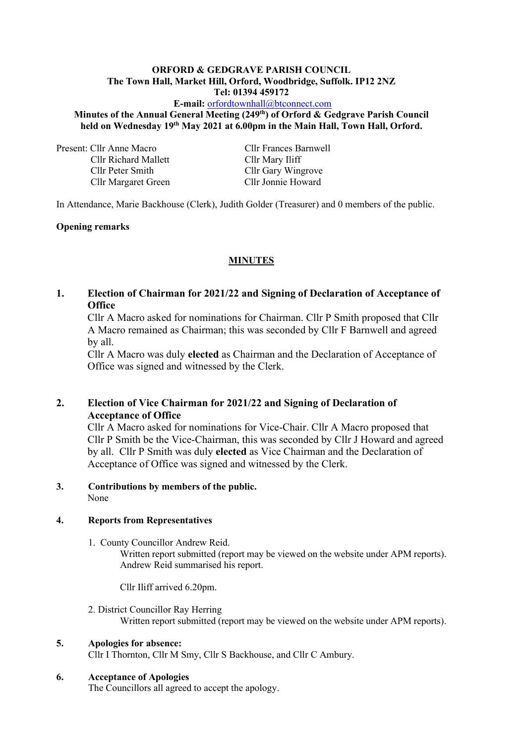**ORFORD & GEDGRAVE PARISH COUNCIL**
**The Town Hall, Market Hill, Orford, Woodbridge, Suffolk. IP12 2NZ**
**Tel: 01394 459172**
**E-mail:** orfordtownhall@btconnect.com

**Minutes of the Annual General Meeting (249th) of Orford & Gedgrave Parish Council held on Wednesday 19th May 2021 at 6.00pm in the Main Hall, Town Hall, Orford.**

Present: Cllr Anne Macro, Cllr Frances Barnwell, Cllr Richard Mallett, Cllr Mary Iliff, Cllr Peter Smith, Cllr Gary Wingrove, Cllr Margaret Green, Cllr Jonnie Howard

In Attendance, Marie Backhouse (Clerk), Judith Golder (Treasurer) and 0 members of the public.

**Opening remarks**

## MINUTES

**1. Election of Chairman for 2021/22 and Signing of Declaration of Acceptance of Office**

Cllr A Macro asked for nominations for Chairman. Cllr P Smith proposed that Cllr A Macro remained as Chairman; this was seconded by Cllr F Barnwell and agreed by all.

Cllr A Macro was duly **elected** as Chairman and the Declaration of Acceptance of Office was signed and witnessed by the Clerk.

**2. Election of Vice Chairman for 2021/22 and Signing of Declaration of Acceptance of Office**

Cllr A Macro asked for nominations for Vice-Chair. Cllr A Macro proposed that Cllr P Smith be the Vice-Chairman, this was seconded by Cllr J Howard and agreed by all. Cllr P Smith was duly **elected** as Vice Chairman and the Declaration of Acceptance of Office was signed and witnessed by the Clerk.

**3. Contributions by members of the public.**

None

**4. Reports from Representatives**

1. County Councillor Andrew Reid.
   Written report submitted (report may be viewed on the website under APM reports).
   Andrew Reid summarised his report.

   Cllr Iliff arrived 6.20pm.

2. District Councillor Ray Herring
   Written report submitted (report may be viewed on the website under APM reports).

**5. Apologies for absence:**

Cllr I Thornton, Cllr M Smy, Cllr S Backhouse, and Cllr C Ambury.

**6. Acceptance of Apologies**

The Councillors all agreed to accept the apology.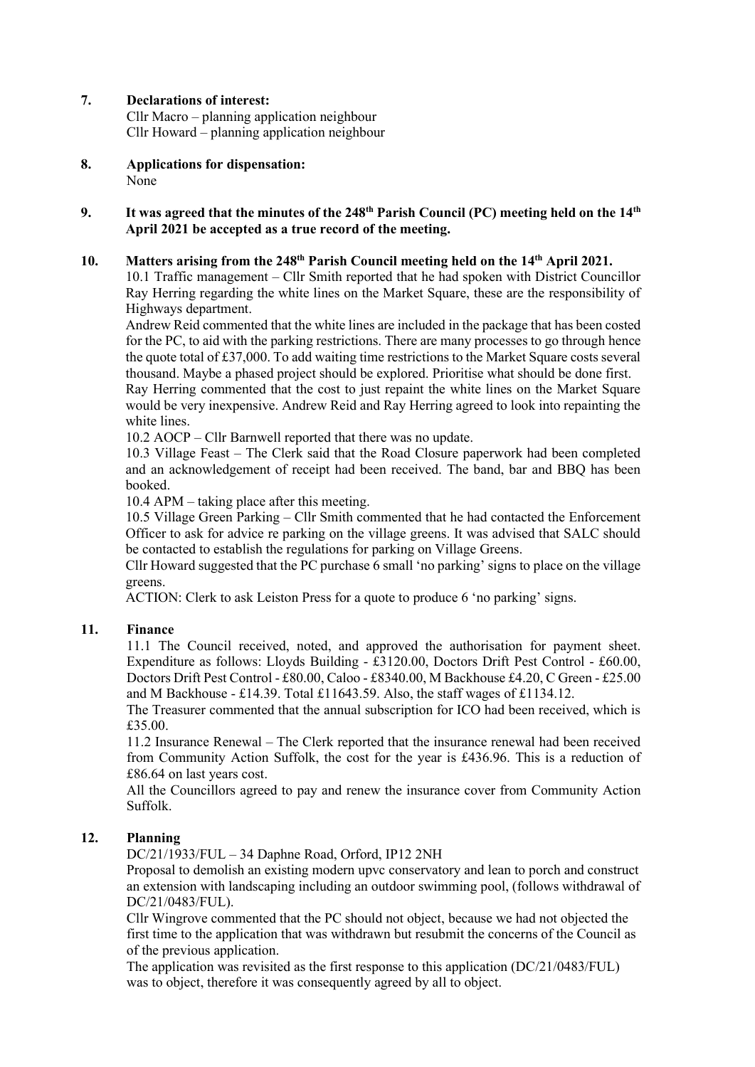**7. Declarations of interest:**

Cllr Macro – planning application neighbour
Cllr Howard – planning application neighbour

**8. Applications for dispensation:**

None

**9. It was agreed that the minutes of the 248th Parish Council (PC) meeting held on the 14th April 2021 be accepted as a true record of the meeting.**

**10. Matters arising from the 248th Parish Council meeting held on the 14th April 2021.**

10.1 Traffic management – Cllr Smith reported that he had spoken with District Councillor Ray Herring regarding the white lines on the Market Square, these are the responsibility of Highways department.

Andrew Reid commented that the white lines are included in the package that has been costed for the PC, to aid with the parking restrictions. There are many processes to go through hence the quote total of £37,000. To add waiting time restrictions to the Market Square costs several thousand. Maybe a phased project should be explored. Prioritise what should be done first.

Ray Herring commented that the cost to just repaint the white lines on the Market Square would be very inexpensive. Andrew Reid and Ray Herring agreed to look into repainting the white lines.

10.2 AOCP – Cllr Barnwell reported that there was no update.

10.3 Village Feast – The Clerk said that the Road Closure paperwork had been completed and an acknowledgement of receipt had been received. The band, bar and BBQ has been booked.

10.4 APM – taking place after this meeting.

10.5 Village Green Parking – Cllr Smith commented that he had contacted the Enforcement Officer to ask for advice re parking on the village greens. It was advised that SALC should be contacted to establish the regulations for parking on Village Greens.

Cllr Howard suggested that the PC purchase 6 small 'no parking' signs to place on the village greens.

ACTION: Clerk to ask Leiston Press for a quote to produce 6 'no parking' signs.

**11. Finance**

11.1 The Council received, noted, and approved the authorisation for payment sheet. Expenditure as follows: Lloyds Building - £3120.00, Doctors Drift Pest Control - £60.00, Doctors Drift Pest Control - £80.00, Caloo - £8340.00, M Backhouse £4.20, C Green - £25.00 and M Backhouse - £14.39. Total £11643.59. Also, the staff wages of £1134.12.

The Treasurer commented that the annual subscription for ICO had been received, which is £35.00.

11.2 Insurance Renewal – The Clerk reported that the insurance renewal had been received from Community Action Suffolk, the cost for the year is £436.96. This is a reduction of £86.64 on last years cost.

All the Councillors agreed to pay and renew the insurance cover from Community Action Suffolk.

**12. Planning**

DC/21/1933/FUL – 34 Daphne Road, Orford, IP12 2NH

Proposal to demolish an existing modern upvc conservatory and lean to porch and construct an extension with landscaping including an outdoor swimming pool, (follows withdrawal of DC/21/0483/FUL).

Cllr Wingrove commented that the PC should not object, because we had not objected the first time to the application that was withdrawn but resubmit the concerns of the Council as of the previous application.

The application was revisited as the first response to this application (DC/21/0483/FUL) was to object, therefore it was consequently agreed by all to object.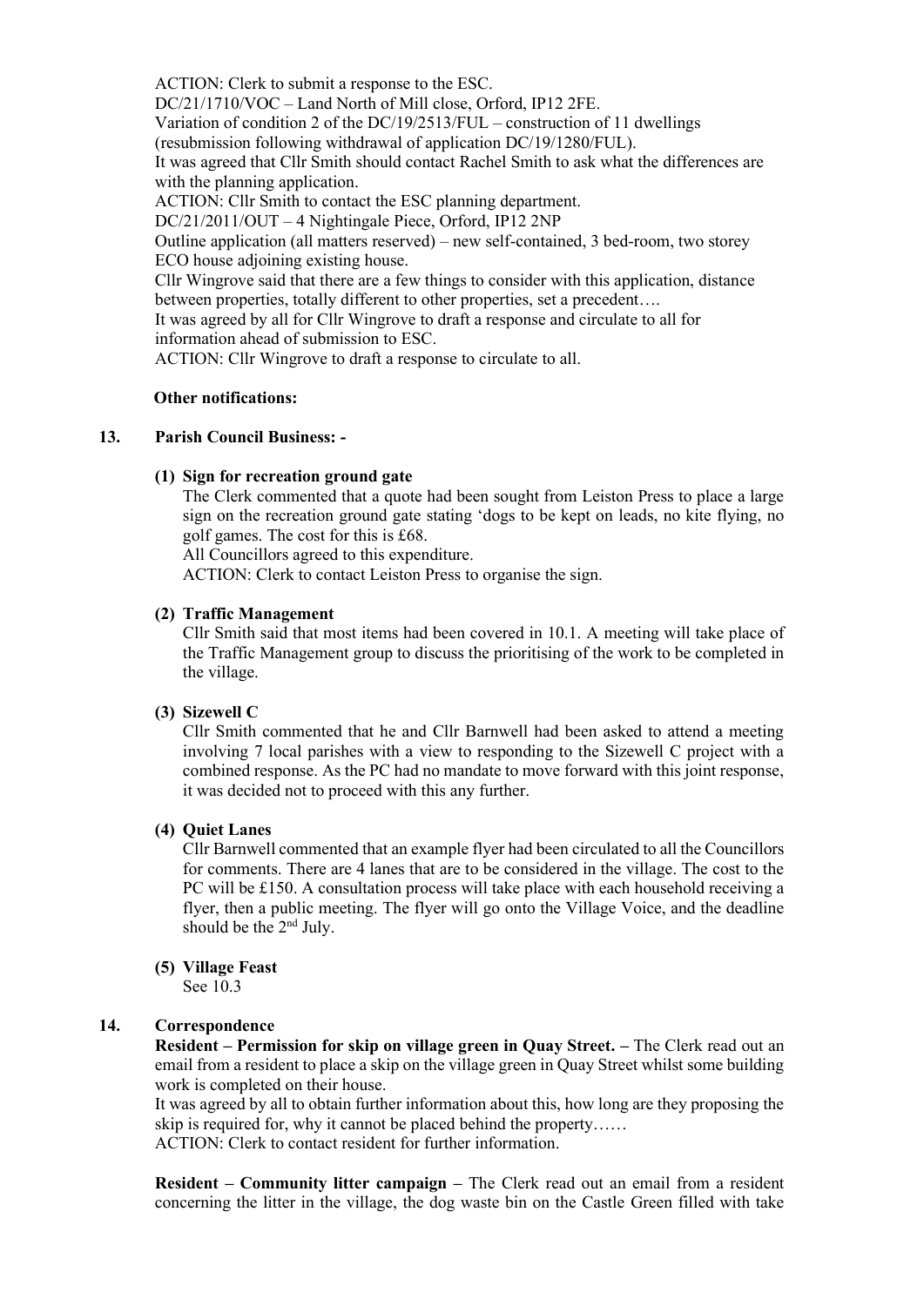ACTION: Clerk to submit a response to the ESC.

DC/21/1710/VOC – Land North of Mill close, Orford, IP12 2FE.

Variation of condition 2 of the DC/19/2513/FUL – construction of 11 dwellings (resubmission following withdrawal of application DC/19/1280/FUL).

It was agreed that Cllr Smith should contact Rachel Smith to ask what the differences are with the planning application.

ACTION: Cllr Smith to contact the ESC planning department.

DC/21/2011/OUT – 4 Nightingale Piece, Orford, IP12 2NP

Outline application (all matters reserved) – new self-contained, 3 bed-room, two storey ECO house adjoining existing house.

Cllr Wingrove said that there are a few things to consider with this application, distance between properties, totally different to other properties, set a precedent….

It was agreed by all for Cllr Wingrove to draft a response and circulate to all for information ahead of submission to ESC.

ACTION: Cllr Wingrove to draft a response to circulate to all.

**Other notifications:**

**13. Parish Council Business: -**

**(1) Sign for recreation ground gate**

The Clerk commented that a quote had been sought from Leiston Press to place a large sign on the recreation ground gate stating 'dogs to be kept on leads, no kite flying, no golf games. The cost for this is £68.

All Councillors agreed to this expenditure.

ACTION: Clerk to contact Leiston Press to organise the sign.

**(2) Traffic Management**

Cllr Smith said that most items had been covered in 10.1. A meeting will take place of the Traffic Management group to discuss the prioritising of the work to be completed in the village.

**(3) Sizewell C**

Cllr Smith commented that he and Cllr Barnwell had been asked to attend a meeting involving 7 local parishes with a view to responding to the Sizewell C project with a combined response. As the PC had no mandate to move forward with this joint response, it was decided not to proceed with this any further.

**(4) Quiet Lanes**

Cllr Barnwell commented that an example flyer had been circulated to all the Councillors for comments. There are 4 lanes that are to be considered in the village. The cost to the PC will be £150. A consultation process will take place with each household receiving a flyer, then a public meeting. The flyer will go onto the Village Voice, and the deadline should be the 2nd July.

**(5) Village Feast**

See 10.3

**14. Correspondence**

**Resident – Permission for skip on village green in Quay Street. –** The Clerk read out an email from a resident to place a skip on the village green in Quay Street whilst some building work is completed on their house.

It was agreed by all to obtain further information about this, how long are they proposing the skip is required for, why it cannot be placed behind the property……

ACTION: Clerk to contact resident for further information.

**Resident – Community litter campaign –** The Clerk read out an email from a resident concerning the litter in the village, the dog waste bin on the Castle Green filled with take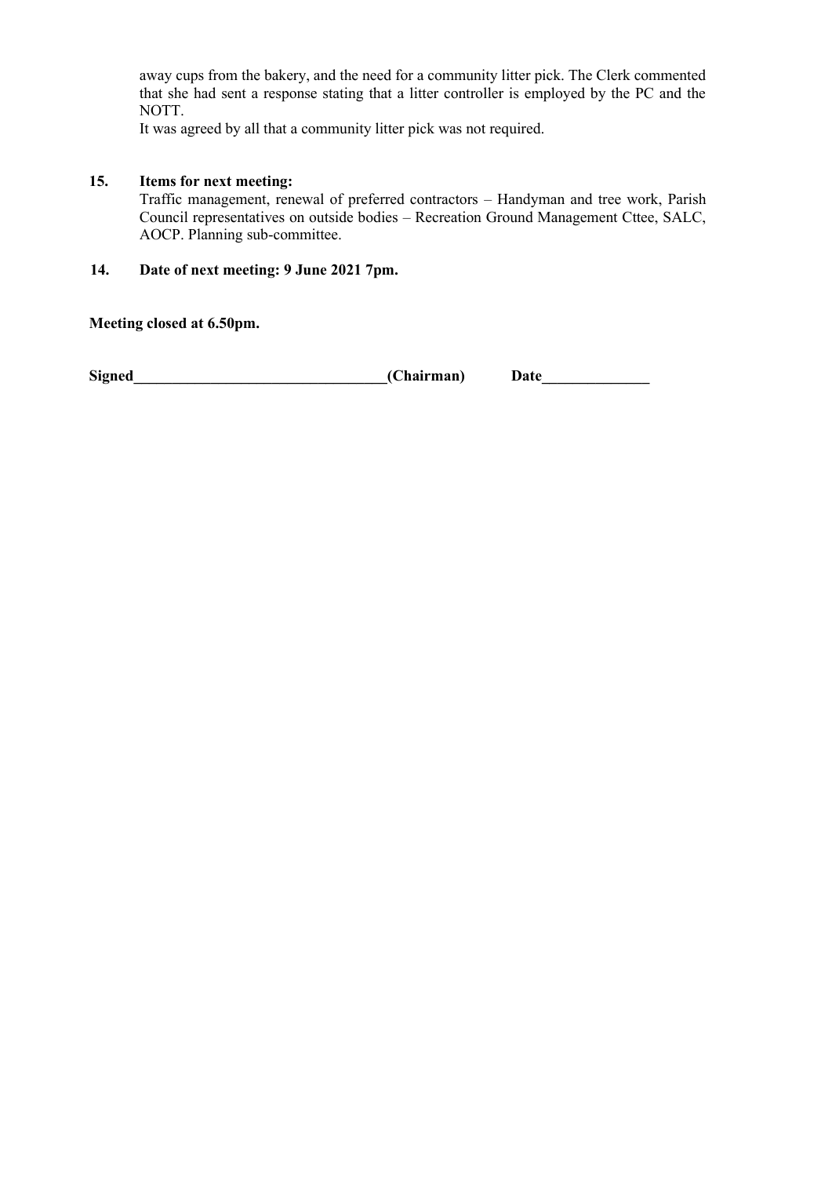away cups from the bakery, and the need for a community litter pick. The Clerk commented that she had sent a response stating that a litter controller is employed by the PC and the NOTT.

It was agreed by all that a community litter pick was not required.

**15. Items for next meeting:**

Traffic management, renewal of preferred contractors – Handyman and tree work, Parish Council representatives on outside bodies – Recreation Ground Management Cttee, SALC, AOCP. Planning sub-committee.

**14. Date of next meeting: 9 June 2021 7pm.**

**Meeting closed at 6.50pm.**

**Signed_________________________________(Chairman) Date______________**